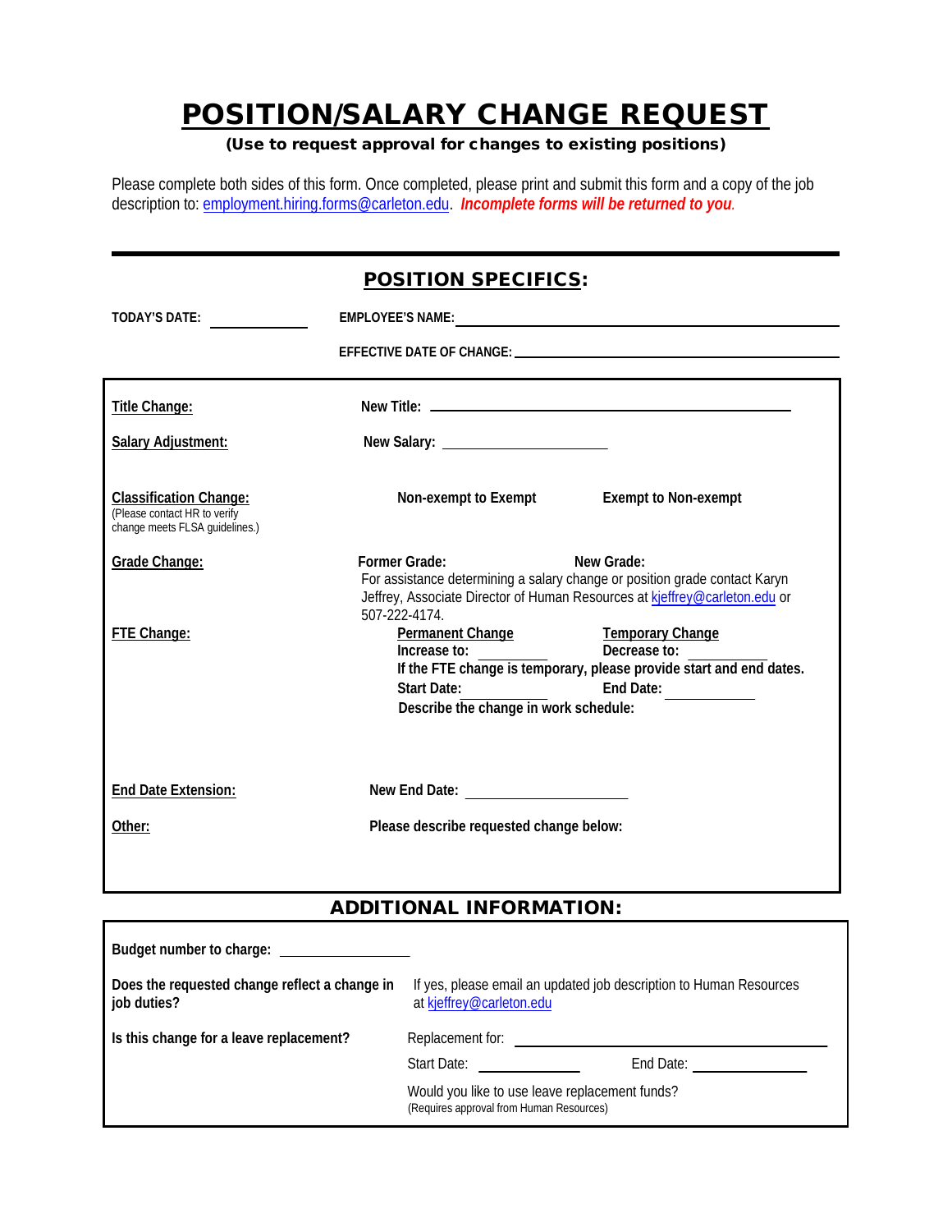# POSITION/SALARY CHANGE REQUEST

**(Use to request approval for changes to existing positions)**

Please complete both sides of this form. Once completed, please print and submit this form and a copy of the job description to: employment.hiring.forms@carleton.edu. ***Incomplete forms will be returned to you.***

---

## POSITION SPECIFICS:

**TODAY'S DATE:** ____________ **EMPLOYEE'S NAME:** ________________________________________

**EFFECTIVE DATE OF CHANGE:** ________________________________________

**Title Change:** **New Title:** ________________________________________

**Salary Adjustment:** **New Salary:** ____________________

**Classification Change:** (Please contact HR to verify change meets FLSA guidelines.)
**Non-exempt to Exempt** **Exempt to Non-exempt**

**Grade Change:** **Former Grade:** **New Grade:**
For assistance determining a salary change or position grade contact Karyn Jeffrey, Associate Director of Human Resources at kjeffrey@carleton.edu or 507-222-4174.

**FTE Change:**
**Permanent Change** **Increase to:** __________
**Temporary Change** **Decrease to:** __________
**If the FTE change is temporary, please provide start and end dates.**
**Start Date:** __________ **End Date:** __________
**Describe the change in work schedule:**

**End Date Extension:** **New End Date:** ____________________

**Other:** **Please describe requested change below:**

## ADDITIONAL INFORMATION:

**Budget number to charge:** ________________

**Does the requested change reflect a change in job duties?** If yes, please email an updated job description to Human Resources at kjeffrey@carleton.edu

**Is this change for a leave replacement?** Replacement for: ________________________________________

Start Date: ____________ End Date: ____________

Would you like to use leave replacement funds?
(Requires approval from Human Resources)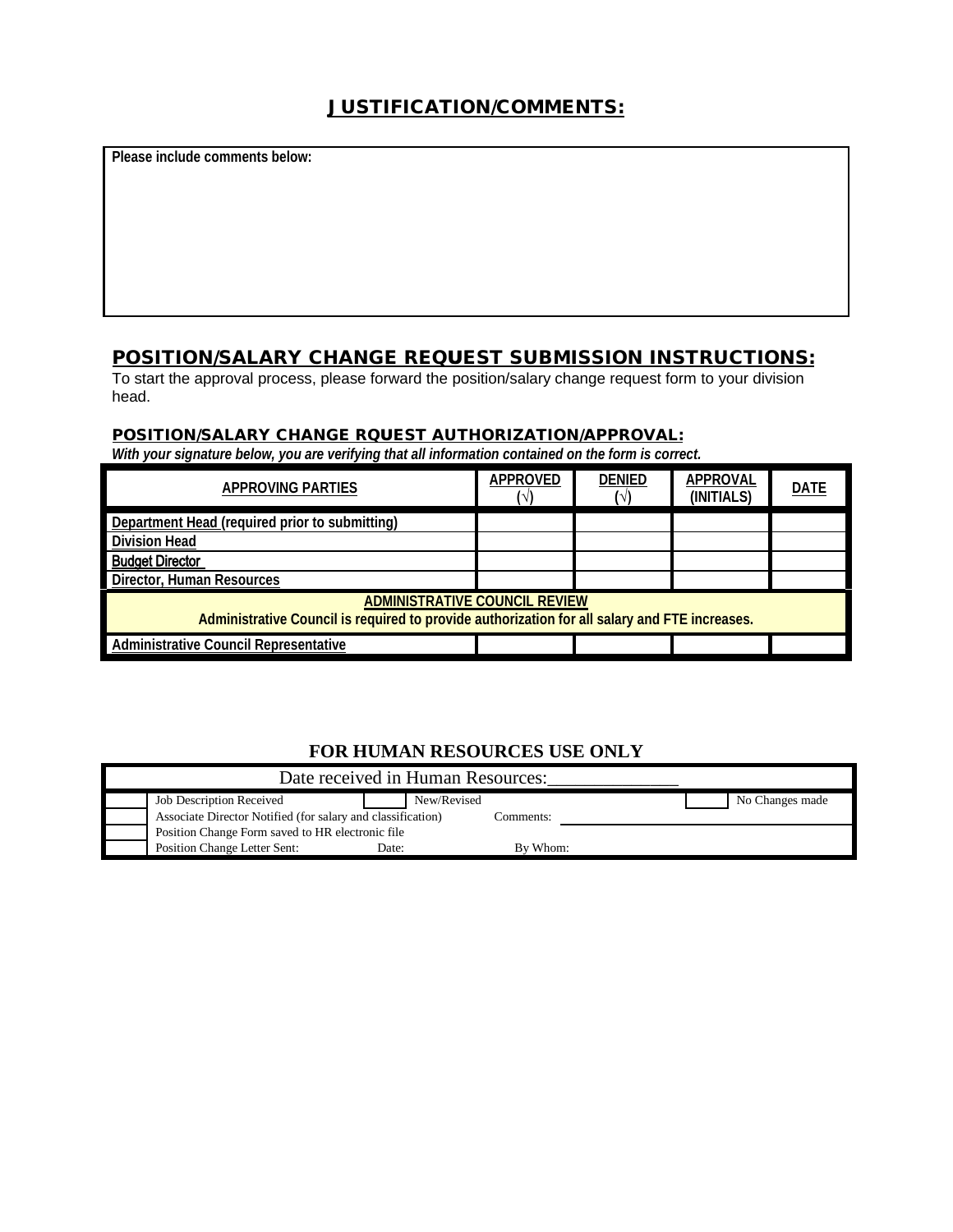## JUSTIFICATION/COMMENTS:

| Please include comments below: |
|---|
| |

## POSITION/SALARY CHANGE REQUEST SUBMISSION INSTRUCTIONS:

To start the approval process, please forward the position/salary change request form to your division head.

### POSITION/SALARY CHANGE RQUEST AUTHORIZATION/APPROVAL:

***With your signature below, you are verifying that all information contained on the form is correct.***

| APPROVING PARTIES | APPROVED (√) | DENIED (√) | APPROVAL (INITIALS) | DATE |
|---|---|---|---|---|
| Department Head (required prior to submitting) | | | | |
| Division Head | | | | |
| Budget Director | | | | |
| Director, Human Resources | | | | |
| **ADMINISTRATIVE COUNCIL REVIEW** Administrative Council is required to provide authorization for all salary and FTE increases. | | | | |
| Administrative Council Representative | | | | |

### FOR HUMAN RESOURCES USE ONLY

| Date received in Human Resources:______________ | | | | |
|---|---|---|---|---|
| | Job Description Received | | New/Revised | No Changes made |
| | Associate Director Notified (for salary and classification) | | Comments: | |
| | Position Change Form saved to HR electronic file | | | |
| | Position Change Letter Sent: | Date: | By Whom: | |